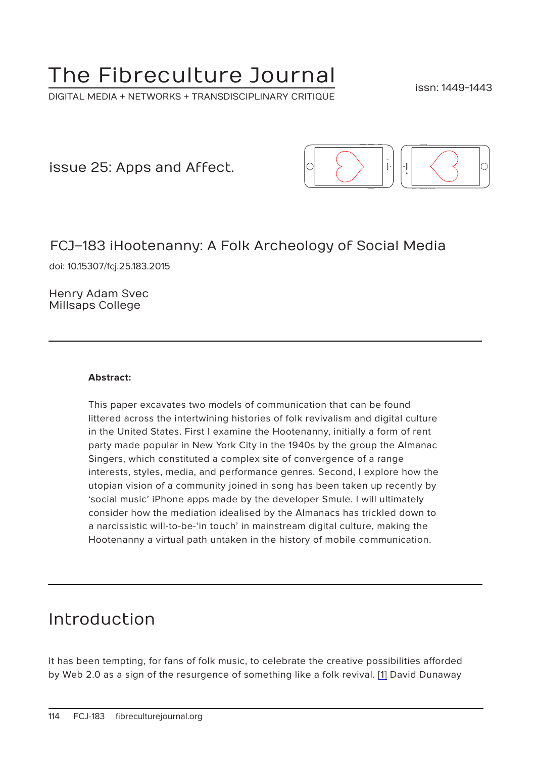# The Fibreculture Journal

DIGITAL MEDIA + NETWORKS + TRANSDISCIPLINARY CRITIQUE

issn: 1449-1443

issue 25: Apps and Affect.

## FCJ-183 iHootenanny: A Folk Archeology of Social Media

doi: 10.15307/fcj.25.183.2015

Henry Adam Svec
Millsaps College

---

**Abstract:**

This paper excavates two models of communication that can be found littered across the intertwining histories of folk revivalism and digital culture in the United States. First I examine the Hootenanny, initially a form of rent party made popular in New York City in the 1940s by the group the Almanac Singers, which constituted a complex site of convergence of a range interests, styles, media, and performance genres. Second, I explore how the utopian vision of a community joined in song has been taken up recently by 'social music' iPhone apps made by the developer Smule. I will ultimately consider how the mediation idealised by the Almanacs has trickled down to a narcissistic will-to-be-'in touch' in mainstream digital culture, making the Hootenanny a virtual path untaken in the history of mobile communication.

---

## Introduction

It has been tempting, for fans of folk music, to celebrate the creative possibilities afforded by Web 2.0 as a sign of the resurgence of something like a folk revival. [1] David Dunaway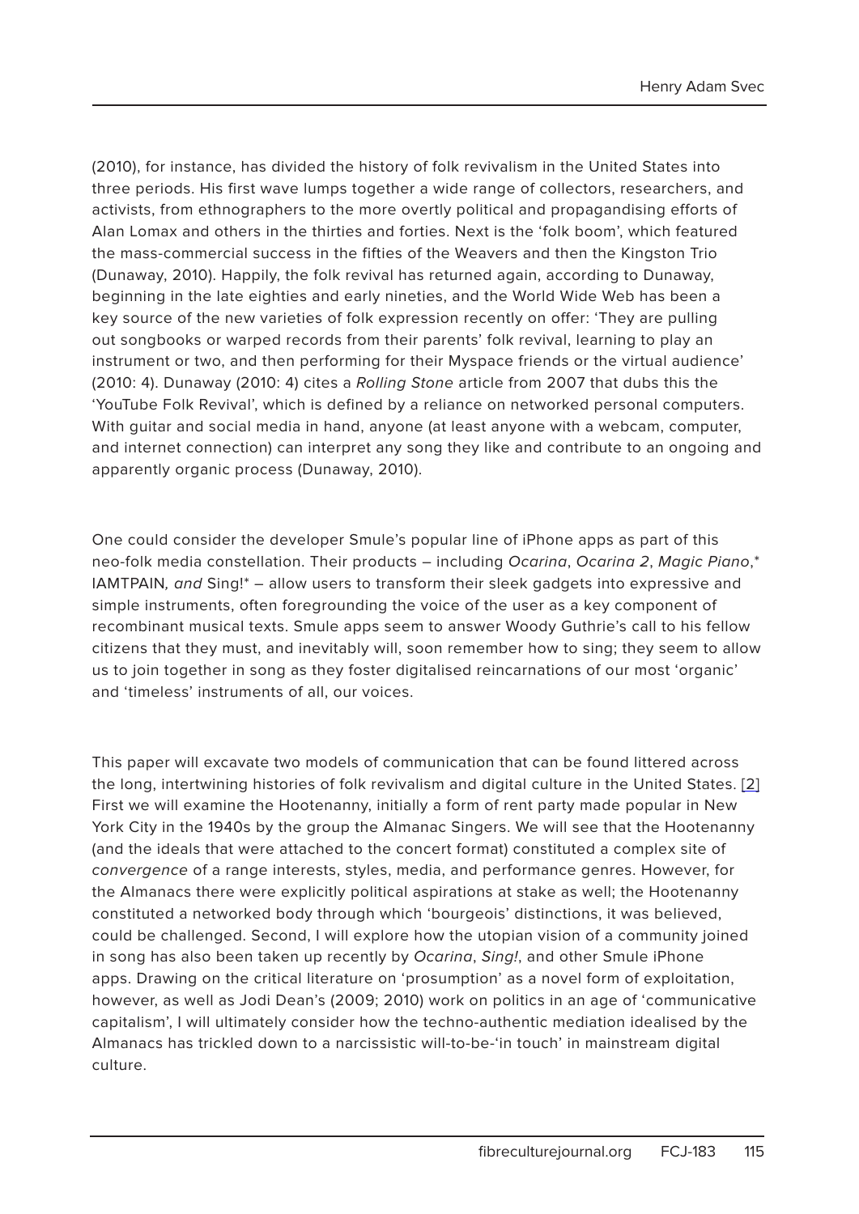(2010), for instance, has divided the history of folk revivalism in the United States into three periods. His first wave lumps together a wide range of collectors, researchers, and activists, from ethnographers to the more overtly political and propagandising efforts of Alan Lomax and others in the thirties and forties. Next is the 'folk boom', which featured the mass-commercial success in the fifties of the Weavers and then the Kingston Trio (Dunaway, 2010). Happily, the folk revival has returned again, according to Dunaway, beginning in the late eighties and early nineties, and the World Wide Web has been a key source of the new varieties of folk expression recently on offer: 'They are pulling out songbooks or warped records from their parents' folk revival, learning to play an instrument or two, and then performing for their Myspace friends or the virtual audience' (2010: 4). Dunaway (2010: 4) cites a *Rolling Stone* article from 2007 that dubs this the 'YouTube Folk Revival', which is defined by a reliance on networked personal computers. With guitar and social media in hand, anyone (at least anyone with a webcam, computer, and internet connection) can interpret any song they like and contribute to an ongoing and apparently organic process (Dunaway, 2010).

One could consider the developer Smule's popular line of iPhone apps as part of this neo-folk media constellation. Their products – including *Ocarina*, *Ocarina 2*, *Magic Piano*,* IAMTPAIN*, and* Sing!* – allow users to transform their sleek gadgets into expressive and simple instruments, often foregrounding the voice of the user as a key component of recombinant musical texts. Smule apps seem to answer Woody Guthrie's call to his fellow citizens that they must, and inevitably will, soon remember how to sing; they seem to allow us to join together in song as they foster digitalised reincarnations of our most 'organic' and 'timeless' instruments of all, our voices.

This paper will excavate two models of communication that can be found littered across the long, intertwining histories of folk revivalism and digital culture in the United States. [2] First we will examine the Hootenanny, initially a form of rent party made popular in New York City in the 1940s by the group the Almanac Singers. We will see that the Hootenanny (and the ideals that were attached to the concert format) constituted a complex site of *convergence* of a range interests, styles, media, and performance genres. However, for the Almanacs there were explicitly political aspirations at stake as well; the Hootenanny constituted a networked body through which 'bourgeois' distinctions, it was believed, could be challenged. Second, I will explore how the utopian vision of a community joined in song has also been taken up recently by *Ocarina*, *Sing!*, and other Smule iPhone apps. Drawing on the critical literature on 'prosumption' as a novel form of exploitation, however, as well as Jodi Dean's (2009; 2010) work on politics in an age of 'communicative capitalism', I will ultimately consider how the techno-authentic mediation idealised by the Almanacs has trickled down to a narcissistic will-to-be-'in touch' in mainstream digital culture.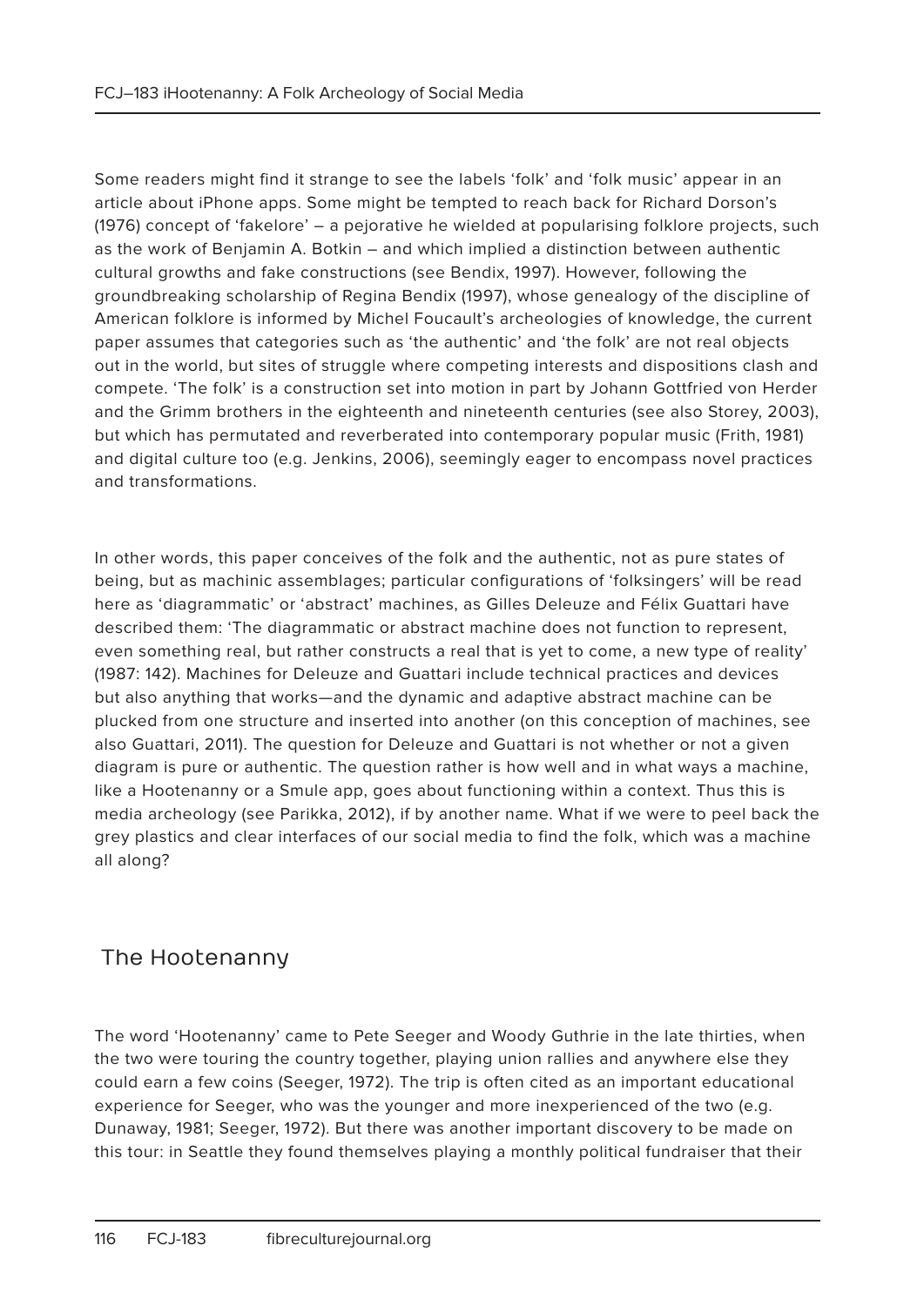Some readers might find it strange to see the labels 'folk' and 'folk music' appear in an article about iPhone apps. Some might be tempted to reach back for Richard Dorson's (1976) concept of 'fakelore' – a pejorative he wielded at popularising folklore projects, such as the work of Benjamin A. Botkin – and which implied a distinction between authentic cultural growths and fake constructions (see Bendix, 1997). However, following the groundbreaking scholarship of Regina Bendix (1997), whose genealogy of the discipline of American folklore is informed by Michel Foucault's archeologies of knowledge, the current paper assumes that categories such as 'the authentic' and 'the folk' are not real objects out in the world, but sites of struggle where competing interests and dispositions clash and compete. 'The folk' is a construction set into motion in part by Johann Gottfried von Herder and the Grimm brothers in the eighteenth and nineteenth centuries (see also Storey, 2003), but which has permutated and reverberated into contemporary popular music (Frith, 1981) and digital culture too (e.g. Jenkins, 2006), seemingly eager to encompass novel practices and transformations.

In other words, this paper conceives of the folk and the authentic, not as pure states of being, but as machinic assemblages; particular configurations of 'folksingers' will be read here as 'diagrammatic' or 'abstract' machines, as Gilles Deleuze and Félix Guattari have described them: 'The diagrammatic or abstract machine does not function to represent, even something real, but rather constructs a real that is yet to come, a new type of reality' (1987: 142). Machines for Deleuze and Guattari include technical practices and devices but also anything that works—and the dynamic and adaptive abstract machine can be plucked from one structure and inserted into another (on this conception of machines, see also Guattari, 2011). The question for Deleuze and Guattari is not whether or not a given diagram is pure or authentic. The question rather is how well and in what ways a machine, like a Hootenanny or a Smule app, goes about functioning within a context. Thus this is media archeology (see Parikka, 2012), if by another name. What if we were to peel back the grey plastics and clear interfaces of our social media to find the folk, which was a machine all along?

## The Hootenanny

The word 'Hootenanny' came to Pete Seeger and Woody Guthrie in the late thirties, when the two were touring the country together, playing union rallies and anywhere else they could earn a few coins (Seeger, 1972). The trip is often cited as an important educational experience for Seeger, who was the younger and more inexperienced of the two (e.g. Dunaway, 1981; Seeger, 1972). But there was another important discovery to be made on this tour: in Seattle they found themselves playing a monthly political fundraiser that their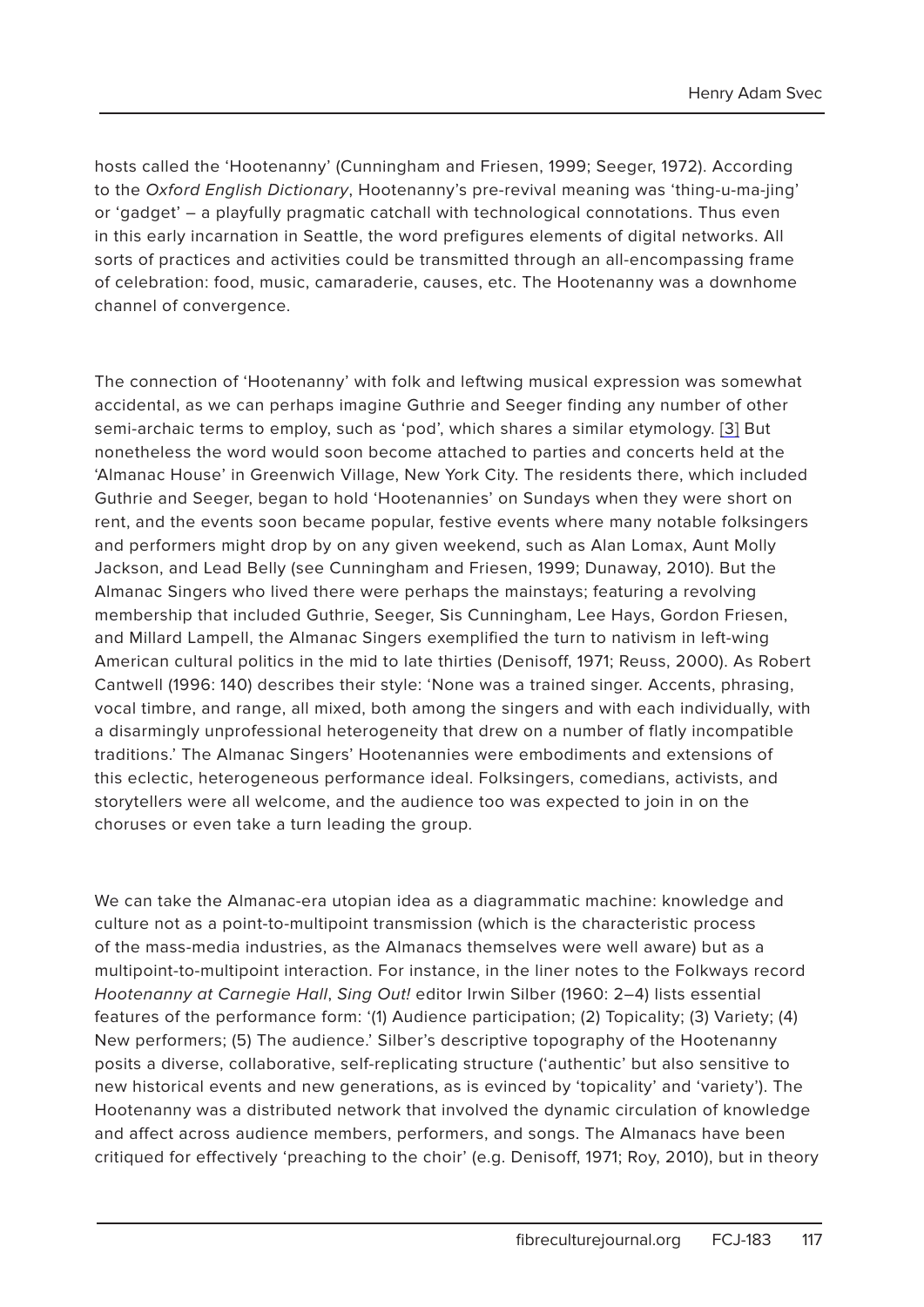hosts called the 'Hootenanny' (Cunningham and Friesen, 1999; Seeger, 1972). According to the *Oxford English Dictionary*, Hootenanny's pre-revival meaning was 'thing-u-ma-jing' or 'gadget' – a playfully pragmatic catchall with technological connotations. Thus even in this early incarnation in Seattle, the word prefigures elements of digital networks. All sorts of practices and activities could be transmitted through an all-encompassing frame of celebration: food, music, camaraderie, causes, etc. The Hootenanny was a downhome channel of convergence.

The connection of 'Hootenanny' with folk and leftwing musical expression was somewhat accidental, as we can perhaps imagine Guthrie and Seeger finding any number of other semi-archaic terms to employ, such as 'pod', which shares a similar etymology. [3] But nonetheless the word would soon become attached to parties and concerts held at the 'Almanac House' in Greenwich Village, New York City. The residents there, which included Guthrie and Seeger, began to hold 'Hootenannies' on Sundays when they were short on rent, and the events soon became popular, festive events where many notable folksingers and performers might drop by on any given weekend, such as Alan Lomax, Aunt Molly Jackson, and Lead Belly (see Cunningham and Friesen, 1999; Dunaway, 2010). But the Almanac Singers who lived there were perhaps the mainstays; featuring a revolving membership that included Guthrie, Seeger, Sis Cunningham, Lee Hays, Gordon Friesen, and Millard Lampell, the Almanac Singers exemplified the turn to nativism in left-wing American cultural politics in the mid to late thirties (Denisoff, 1971; Reuss, 2000). As Robert Cantwell (1996: 140) describes their style: 'None was a trained singer. Accents, phrasing, vocal timbre, and range, all mixed, both among the singers and with each individually, with a disarmingly unprofessional heterogeneity that drew on a number of flatly incompatible traditions.' The Almanac Singers' Hootenannies were embodiments and extensions of this eclectic, heterogeneous performance ideal. Folksingers, comedians, activists, and storytellers were all welcome, and the audience too was expected to join in on the choruses or even take a turn leading the group.

We can take the Almanac-era utopian idea as a diagrammatic machine: knowledge and culture not as a point-to-multipoint transmission (which is the characteristic process of the mass-media industries, as the Almanacs themselves were well aware) but as a multipoint-to-multipoint interaction. For instance, in the liner notes to the Folkways record *Hootenanny at Carnegie Hall*, *Sing Out!* editor Irwin Silber (1960: 2–4) lists essential features of the performance form: '(1) Audience participation; (2) Topicality; (3) Variety; (4) New performers; (5) The audience.' Silber's descriptive topography of the Hootenanny posits a diverse, collaborative, self-replicating structure ('authentic' but also sensitive to new historical events and new generations, as is evinced by 'topicality' and 'variety'). The Hootenanny was a distributed network that involved the dynamic circulation of knowledge and affect across audience members, performers, and songs. The Almanacs have been critiqued for effectively 'preaching to the choir' (e.g. Denisoff, 1971; Roy, 2010), but in theory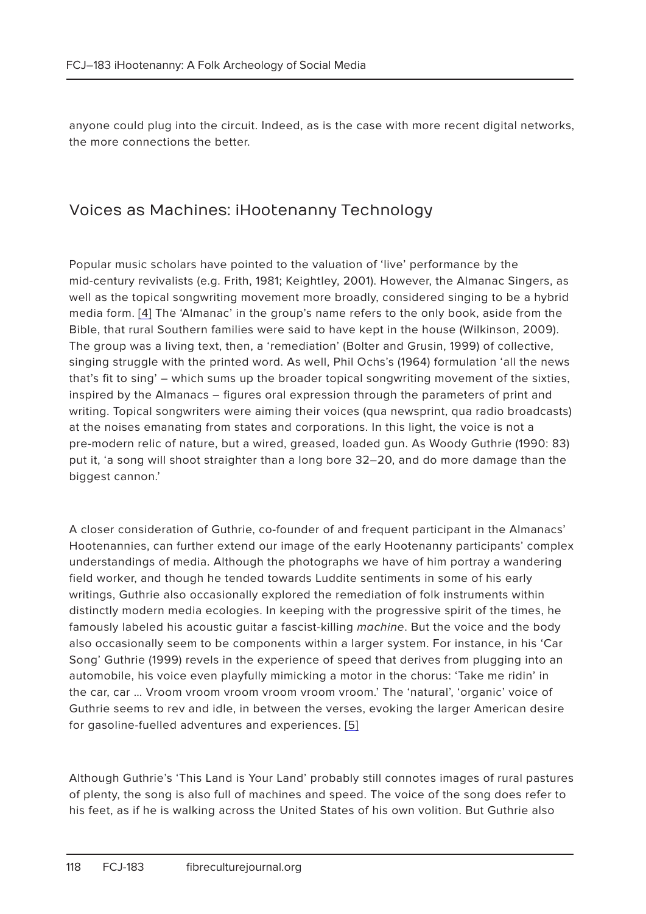anyone could plug into the circuit. Indeed, as is the case with more recent digital networks, the more connections the better.

## Voices as Machines: iHootenanny Technology

Popular music scholars have pointed to the valuation of 'live' performance by the mid-century revivalists (e.g. Frith, 1981; Keightley, 2001). However, the Almanac Singers, as well as the topical songwriting movement more broadly, considered singing to be a hybrid media form. [4] The 'Almanac' in the group's name refers to the only book, aside from the Bible, that rural Southern families were said to have kept in the house (Wilkinson, 2009). The group was a living text, then, a 'remediation' (Bolter and Grusin, 1999) of collective, singing struggle with the printed word. As well, Phil Ochs's (1964) formulation 'all the news that's fit to sing' – which sums up the broader topical songwriting movement of the sixties, inspired by the Almanacs – figures oral expression through the parameters of print and writing. Topical songwriters were aiming their voices (qua newsprint, qua radio broadcasts) at the noises emanating from states and corporations. In this light, the voice is not a pre-modern relic of nature, but a wired, greased, loaded gun. As Woody Guthrie (1990: 83) put it, 'a song will shoot straighter than a long bore 32–20, and do more damage than the biggest cannon.'

A closer consideration of Guthrie, co-founder of and frequent participant in the Almanacs' Hootenannies, can further extend our image of the early Hootenanny participants' complex understandings of media. Although the photographs we have of him portray a wandering field worker, and though he tended towards Luddite sentiments in some of his early writings, Guthrie also occasionally explored the remediation of folk instruments within distinctly modern media ecologies. In keeping with the progressive spirit of the times, he famously labeled his acoustic guitar a fascist-killing *machine*. But the voice and the body also occasionally seem to be components within a larger system. For instance, in his 'Car Song' Guthrie (1999) revels in the experience of speed that derives from plugging into an automobile, his voice even playfully mimicking a motor in the chorus: 'Take me ridin' in the car, car … Vroom vroom vroom vroom vroom vroom.' The 'natural', 'organic' voice of Guthrie seems to rev and idle, in between the verses, evoking the larger American desire for gasoline-fuelled adventures and experiences. [5]

Although Guthrie's 'This Land is Your Land' probably still connotes images of rural pastures of plenty, the song is also full of machines and speed. The voice of the song does refer to his feet, as if he is walking across the United States of his own volition. But Guthrie also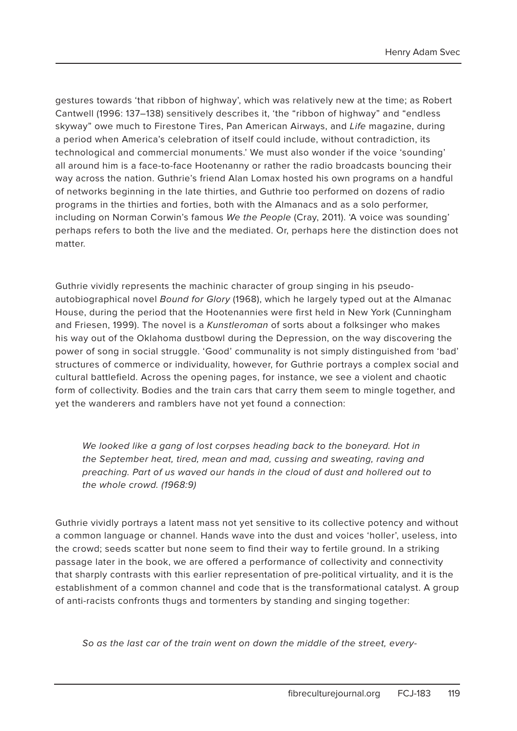gestures towards 'that ribbon of highway', which was relatively new at the time; as Robert Cantwell (1996: 137–138) sensitively describes it, 'the "ribbon of highway" and "endless skyway" owe much to Firestone Tires, Pan American Airways, and *Life* magazine, during a period when America's celebration of itself could include, without contradiction, its technological and commercial monuments.' We must also wonder if the voice 'sounding' all around him is a face-to-face Hootenanny or rather the radio broadcasts bouncing their way across the nation. Guthrie's friend Alan Lomax hosted his own programs on a handful of networks beginning in the late thirties, and Guthrie too performed on dozens of radio programs in the thirties and forties, both with the Almanacs and as a solo performer, including on Norman Corwin's famous *We the People* (Cray, 2011). 'A voice was sounding' perhaps refers to both the live and the mediated. Or, perhaps here the distinction does not matter.

Guthrie vividly represents the machinic character of group singing in his pseudo-autobiographical novel *Bound for Glory* (1968), which he largely typed out at the Almanac House, during the period that the Hootenannies were first held in New York (Cunningham and Friesen, 1999). The novel is a *Kunstleroman* of sorts about a folksinger who makes his way out of the Oklahoma dustbowl during the Depression, on the way discovering the power of song in social struggle. 'Good' communality is not simply distinguished from 'bad' structures of commerce or individuality, however, for Guthrie portrays a complex social and cultural battlefield. Across the opening pages, for instance, we see a violent and chaotic form of collectivity. Bodies and the train cars that carry them seem to mingle together, and yet the wanderers and ramblers have not yet found a connection:

> *We looked like a gang of lost corpses heading back to the boneyard. Hot in the September heat, tired, mean and mad, cussing and sweating, raving and preaching. Part of us waved our hands in the cloud of dust and hollered out to the whole crowd. (1968:9)*

Guthrie vividly portrays a latent mass not yet sensitive to its collective potency and without a common language or channel. Hands wave into the dust and voices 'holler', useless, into the crowd; seeds scatter but none seem to find their way to fertile ground. In a striking passage later in the book, we are offered a performance of collectivity and connectivity that sharply contrasts with this earlier representation of pre-political virtuality, and it is the establishment of a common channel and code that is the transformational catalyst. A group of anti-racists confronts thugs and tormenters by standing and singing together:

> *So as the last car of the train went on down the middle of the street, every-*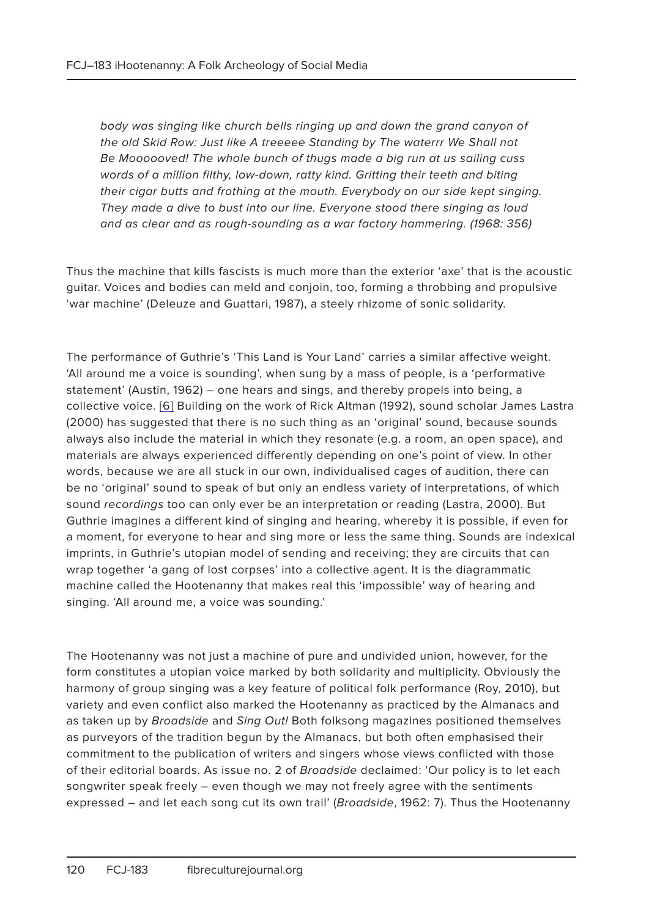*body was singing like church bells ringing up and down the grand canyon of the old Skid Row: Just like A treeeee Standing by The waterrr We Shall not Be Moooooved! The whole bunch of thugs made a big run at us sailing cuss words of a million filthy, low-down, ratty kind. Gritting their teeth and biting their cigar butts and frothing at the mouth. Everybody on our side kept singing. They made a dive to bust into our line. Everyone stood there singing as loud and as clear and as rough-sounding as a war factory hammering. (1968: 356)*

Thus the machine that kills fascists is much more than the exterior 'axe' that is the acoustic guitar. Voices and bodies can meld and conjoin, too, forming a throbbing and propulsive 'war machine' (Deleuze and Guattari, 1987), a steely rhizome of sonic solidarity.

The performance of Guthrie's 'This Land is Your Land' carries a similar affective weight. 'All around me a voice is sounding', when sung by a mass of people, is a 'performative statement' (Austin, 1962) – one hears and sings, and thereby propels into being, a collective voice. [6] Building on the work of Rick Altman (1992), sound scholar James Lastra (2000) has suggested that there is no such thing as an 'original' sound, because sounds always also include the material in which they resonate (e.g. a room, an open space), and materials are always experienced differently depending on one's point of view. In other words, because we are all stuck in our own, individualised cages of audition, there can be no 'original' sound to speak of but only an endless variety of interpretations, of which sound *recordings* too can only ever be an interpretation or reading (Lastra, 2000). But Guthrie imagines a different kind of singing and hearing, whereby it is possible, if even for a moment, for everyone to hear and sing more or less the same thing. Sounds are indexical imprints, in Guthrie's utopian model of sending and receiving; they are circuits that can wrap together 'a gang of lost corpses' into a collective agent. It is the diagrammatic machine called the Hootenanny that makes real this 'impossible' way of hearing and singing. 'All around me, a voice was sounding.'

The Hootenanny was not just a machine of pure and undivided union, however, for the form constitutes a utopian voice marked by both solidarity and multiplicity. Obviously the harmony of group singing was a key feature of political folk performance (Roy, 2010), but variety and even conflict also marked the Hootenanny as practiced by the Almanacs and as taken up by *Broadside* and *Sing Out!* Both folksong magazines positioned themselves as purveyors of the tradition begun by the Almanacs, but both often emphasised their commitment to the publication of writers and singers whose views conflicted with those of their editorial boards. As issue no. 2 of *Broadside* declaimed: 'Our policy is to let each songwriter speak freely – even though we may not freely agree with the sentiments expressed – and let each song cut its own trail' (*Broadside*, 1962: 7). Thus the Hootenanny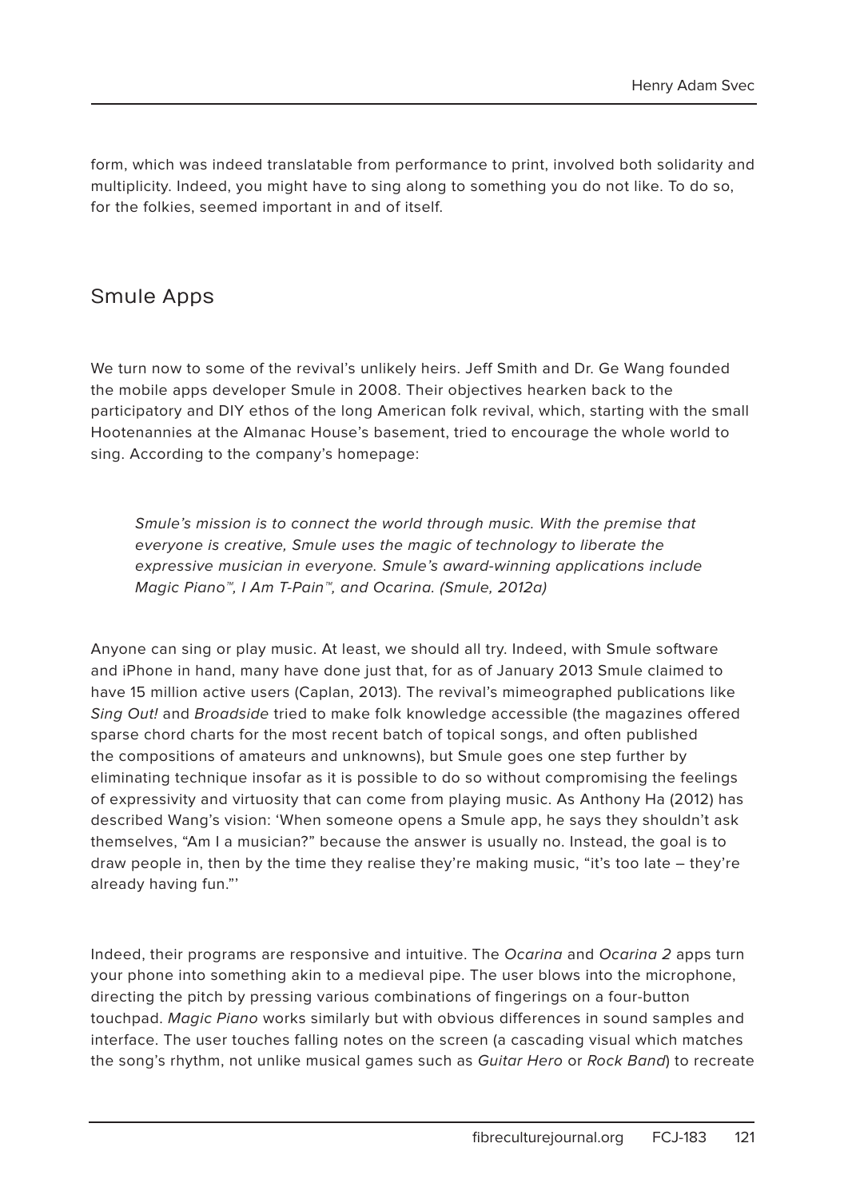form, which was indeed translatable from performance to print, involved both solidarity and multiplicity. Indeed, you might have to sing along to something you do not like. To do so, for the folkies, seemed important in and of itself.

## Smule Apps

We turn now to some of the revival's unlikely heirs. Jeff Smith and Dr. Ge Wang founded the mobile apps developer Smule in 2008. Their objectives hearken back to the participatory and DIY ethos of the long American folk revival, which, starting with the small Hootenannies at the Almanac House's basement, tried to encourage the whole world to sing. According to the company's homepage:

> *Smule's mission is to connect the world through music. With the premise that everyone is creative, Smule uses the magic of technology to liberate the expressive musician in everyone. Smule's award-winning applications include Magic Piano™, I Am T-Pain™, and Ocarina. (Smule, 2012a)*

Anyone can sing or play music. At least, we should all try. Indeed, with Smule software and iPhone in hand, many have done just that, for as of January 2013 Smule claimed to have 15 million active users (Caplan, 2013). The revival's mimeographed publications like *Sing Out!* and *Broadside* tried to make folk knowledge accessible (the magazines offered sparse chord charts for the most recent batch of topical songs, and often published the compositions of amateurs and unknowns), but Smule goes one step further by eliminating technique insofar as it is possible to do so without compromising the feelings of expressivity and virtuosity that can come from playing music. As Anthony Ha (2012) has described Wang's vision: 'When someone opens a Smule app, he says they shouldn't ask themselves, "Am I a musician?" because the answer is usually no. Instead, the goal is to draw people in, then by the time they realise they're making music, "it's too late – they're already having fun."'

Indeed, their programs are responsive and intuitive. The *Ocarina* and *Ocarina 2* apps turn your phone into something akin to a medieval pipe. The user blows into the microphone, directing the pitch by pressing various combinations of fingerings on a four-button touchpad. *Magic Piano* works similarly but with obvious differences in sound samples and interface. The user touches falling notes on the screen (a cascading visual which matches the song's rhythm, not unlike musical games such as *Guitar Hero* or *Rock Band*) to recreate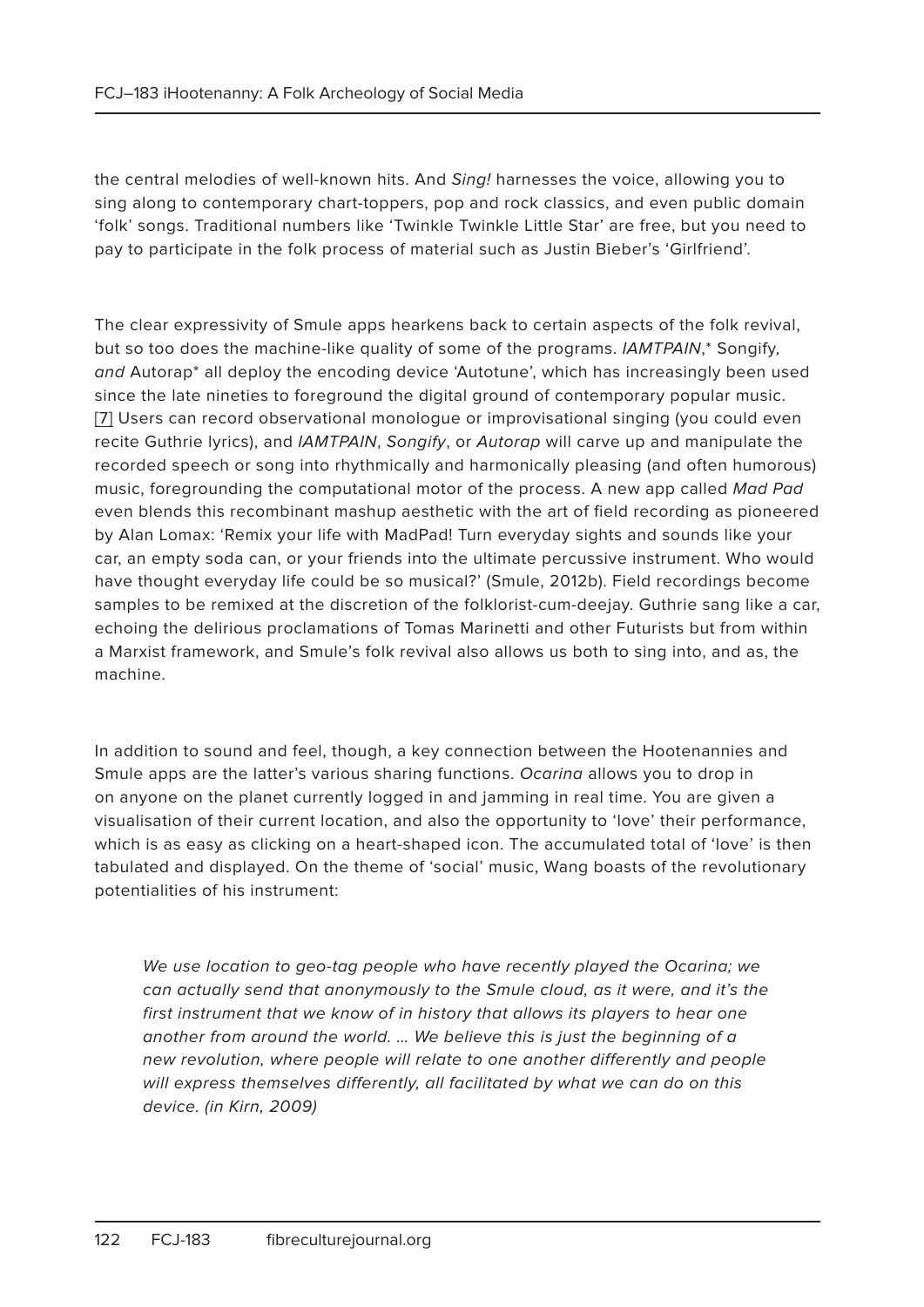the central melodies of well-known hits. And *Sing!* harnesses the voice, allowing you to sing along to contemporary chart-toppers, pop and rock classics, and even public domain 'folk' songs. Traditional numbers like 'Twinkle Twinkle Little Star' are free, but you need to pay to participate in the folk process of material such as Justin Bieber's 'Girlfriend'.

The clear expressivity of Smule apps hearkens back to certain aspects of the folk revival, but so too does the machine-like quality of some of the programs. *IAMTPAIN*,* Songify*, and* Autorap* all deploy the encoding device 'Autotune', which has increasingly been used since the late nineties to foreground the digital ground of contemporary popular music. [7] Users can record observational monologue or improvisational singing (you could even recite Guthrie lyrics), and *IAMTPAIN*, *Songify*, or *Autorap* will carve up and manipulate the recorded speech or song into rhythmically and harmonically pleasing (and often humorous) music, foregrounding the computational motor of the process. A new app called *Mad Pad* even blends this recombinant mashup aesthetic with the art of field recording as pioneered by Alan Lomax: 'Remix your life with MadPad! Turn everyday sights and sounds like your car, an empty soda can, or your friends into the ultimate percussive instrument. Who would have thought everyday life could be so musical?' (Smule, 2012b). Field recordings become samples to be remixed at the discretion of the folklorist-cum-deejay. Guthrie sang like a car, echoing the delirious proclamations of Tomas Marinetti and other Futurists but from within a Marxist framework, and Smule's folk revival also allows us both to sing into, and as, the machine.

In addition to sound and feel, though, a key connection between the Hootenannies and Smule apps are the latter's various sharing functions. *Ocarina* allows you to drop in on anyone on the planet currently logged in and jamming in real time. You are given a visualisation of their current location, and also the opportunity to 'love' their performance, which is as easy as clicking on a heart-shaped icon. The accumulated total of 'love' is then tabulated and displayed. On the theme of 'social' music, Wang boasts of the revolutionary potentialities of his instrument:

> *We use location to geo-tag people who have recently played the Ocarina; we can actually send that anonymously to the Smule cloud, as it were, and it's the first instrument that we know of in history that allows its players to hear one another from around the world. … We believe this is just the beginning of a new revolution, where people will relate to one another differently and people will express themselves differently, all facilitated by what we can do on this device. (in Kirn, 2009)*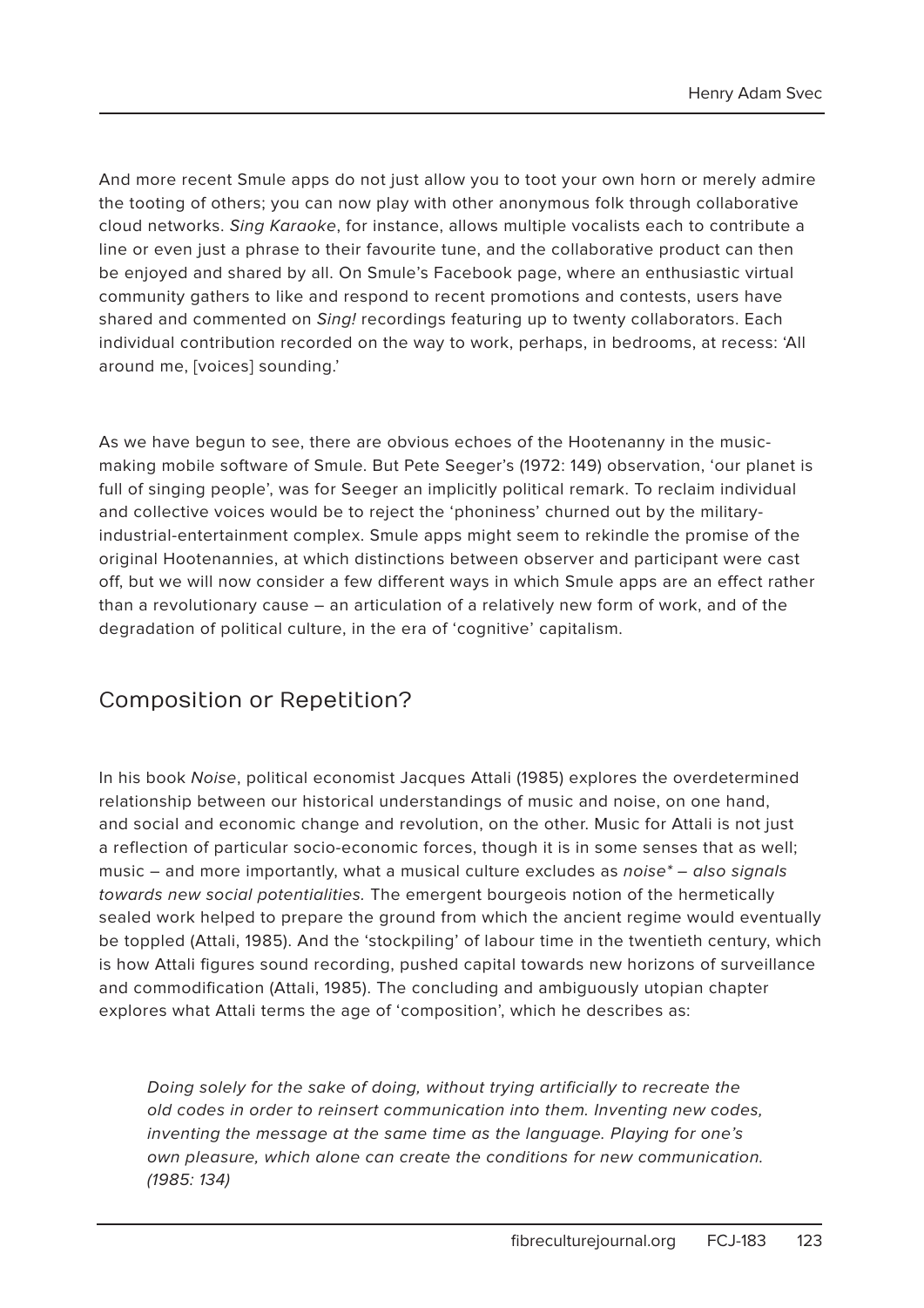And more recent Smule apps do not just allow you to toot your own horn or merely admire the tooting of others; you can now play with other anonymous folk through collaborative cloud networks. *Sing Karaoke*, for instance, allows multiple vocalists each to contribute a line or even just a phrase to their favourite tune, and the collaborative product can then be enjoyed and shared by all. On Smule's Facebook page, where an enthusiastic virtual community gathers to like and respond to recent promotions and contests, users have shared and commented on *Sing!* recordings featuring up to twenty collaborators. Each individual contribution recorded on the way to work, perhaps, in bedrooms, at recess: 'All around me, [voices] sounding.'

As we have begun to see, there are obvious echoes of the Hootenanny in the music-making mobile software of Smule. But Pete Seeger's (1972: 149) observation, 'our planet is full of singing people', was for Seeger an implicitly political remark. To reclaim individual and collective voices would be to reject the 'phoniness' churned out by the military-industrial-entertainment complex. Smule apps might seem to rekindle the promise of the original Hootenannies, at which distinctions between observer and participant were cast off, but we will now consider a few different ways in which Smule apps are an effect rather than a revolutionary cause – an articulation of a relatively new form of work, and of the degradation of political culture, in the era of 'cognitive' capitalism.

## Composition or Repetition?

In his book *Noise*, political economist Jacques Attali (1985) explores the overdetermined relationship between our historical understandings of music and noise, on one hand, and social and economic change and revolution, on the other. Music for Attali is not just a reflection of particular socio-economic forces, though it is in some senses that as well; music – and more importantly, what a musical culture excludes as *noise* – also signals towards new social potentialities.* The emergent bourgeois notion of the hermetically sealed work helped to prepare the ground from which the ancient regime would eventually be toppled (Attali, 1985). And the 'stockpiling' of labour time in the twentieth century, which is how Attali figures sound recording, pushed capital towards new horizons of surveillance and commodification (Attali, 1985). The concluding and ambiguously utopian chapter explores what Attali terms the age of 'composition', which he describes as:

> *Doing solely for the sake of doing, without trying artificially to recreate the old codes in order to reinsert communication into them. Inventing new codes, inventing the message at the same time as the language. Playing for one's own pleasure, which alone can create the conditions for new communication. (1985: 134)*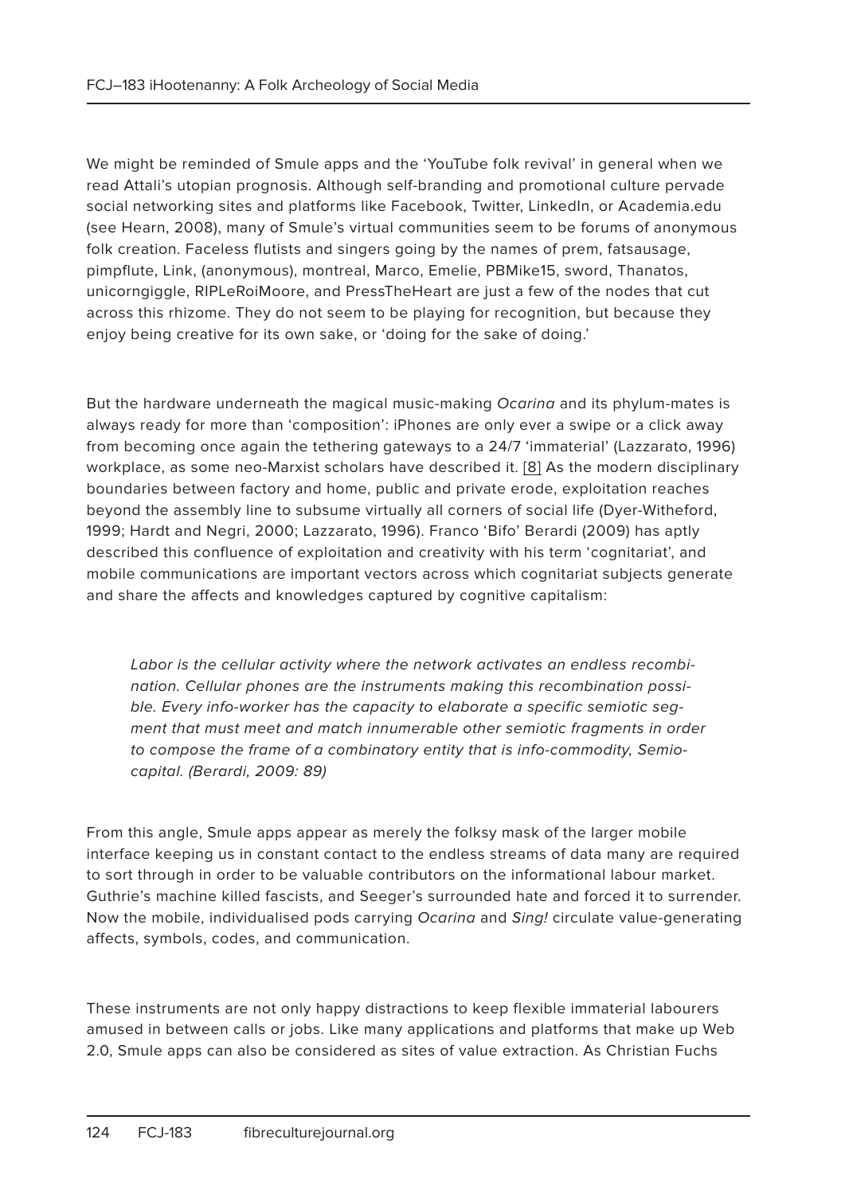We might be reminded of Smule apps and the 'YouTube folk revival' in general when we read Attali's utopian prognosis. Although self-branding and promotional culture pervade social networking sites and platforms like Facebook, Twitter, LinkedIn, or Academia.edu (see Hearn, 2008), many of Smule's virtual communities seem to be forums of anonymous folk creation. Faceless flutists and singers going by the names of prem, fatsausage, pimpflute, Link, (anonymous), montreal, Marco, Emelie, PBMike15, sword, Thanatos, unicorngiggle, RIPLeRoiMoore, and PressTheHeart are just a few of the nodes that cut across this rhizome. They do not seem to be playing for recognition, but because they enjoy being creative for its own sake, or 'doing for the sake of doing.'

But the hardware underneath the magical music-making *Ocarina* and its phylum-mates is always ready for more than 'composition': iPhones are only ever a swipe or a click away from becoming once again the tethering gateways to a 24/7 'immaterial' (Lazzarato, 1996) workplace, as some neo-Marxist scholars have described it. [8] As the modern disciplinary boundaries between factory and home, public and private erode, exploitation reaches beyond the assembly line to subsume virtually all corners of social life (Dyer-Witheford, 1999; Hardt and Negri, 2000; Lazzarato, 1996). Franco 'Bifo' Berardi (2009) has aptly described this confluence of exploitation and creativity with his term 'cognitariat', and mobile communications are important vectors across which cognitariat subjects generate and share the affects and knowledges captured by cognitive capitalism:

> *Labor is the cellular activity where the network activates an endless recombination. Cellular phones are the instruments making this recombination possible. Every info-worker has the capacity to elaborate a specific semiotic segment that must meet and match innumerable other semiotic fragments in order to compose the frame of a combinatory entity that is info-commodity, Semiocapital. (Berardi, 2009: 89)*

From this angle, Smule apps appear as merely the folksy mask of the larger mobile interface keeping us in constant contact to the endless streams of data many are required to sort through in order to be valuable contributors on the informational labour market. Guthrie's machine killed fascists, and Seeger's surrounded hate and forced it to surrender. Now the mobile, individualised pods carrying *Ocarina* and *Sing!* circulate value-generating affects, symbols, codes, and communication.

These instruments are not only happy distractions to keep flexible immaterial labourers amused in between calls or jobs. Like many applications and platforms that make up Web 2.0, Smule apps can also be considered as sites of value extraction. As Christian Fuchs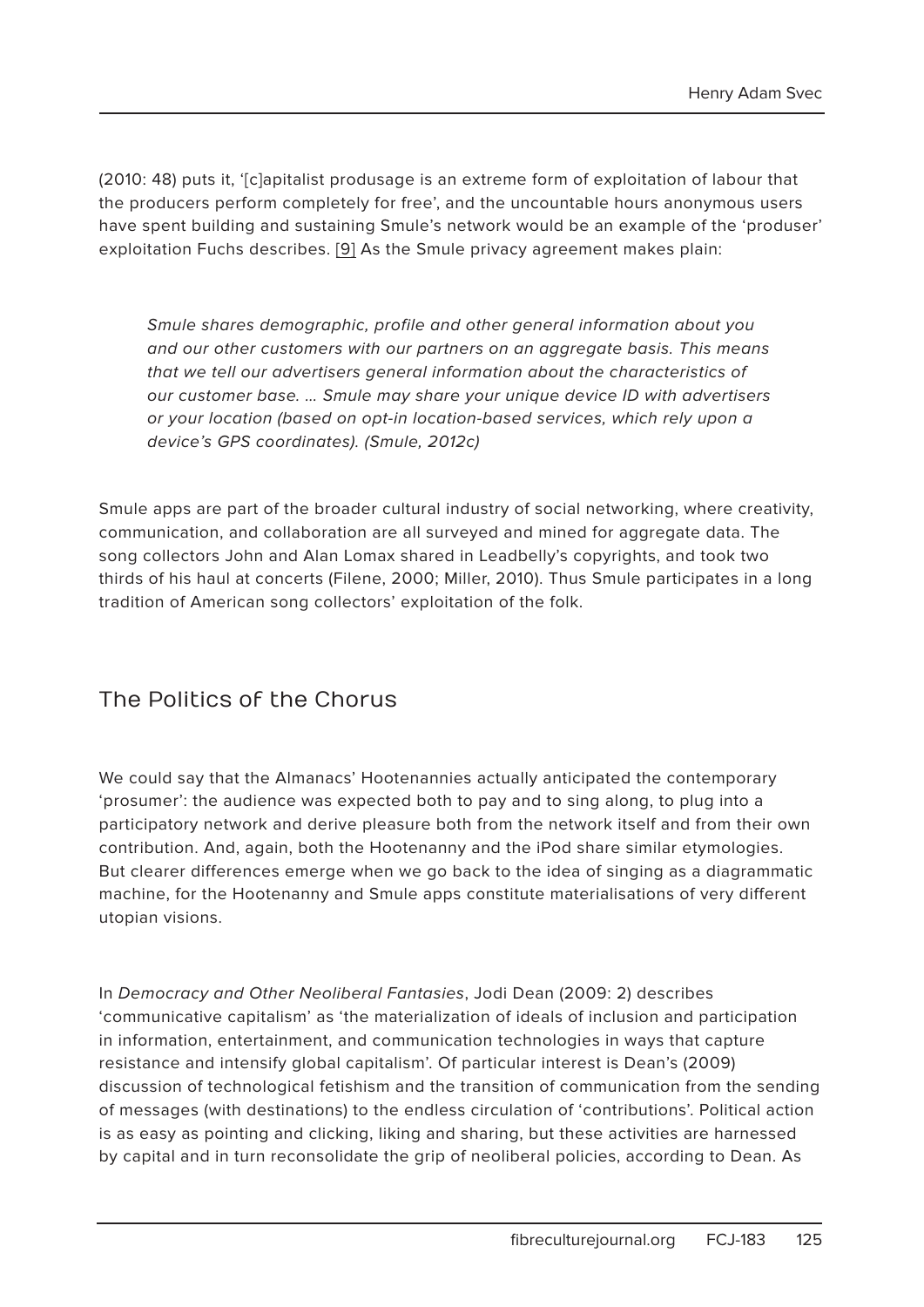(2010: 48) puts it, '[c]apitalist produsage is an extreme form of exploitation of labour that the producers perform completely for free', and the uncountable hours anonymous users have spent building and sustaining Smule's network would be an example of the 'produser' exploitation Fuchs describes. [9] As the Smule privacy agreement makes plain:

> *Smule shares demographic, profile and other general information about you and our other customers with our partners on an aggregate basis. This means that we tell our advertisers general information about the characteristics of our customer base. … Smule may share your unique device ID with advertisers or your location (based on opt-in location-based services, which rely upon a device's GPS coordinates). (Smule, 2012c)*

Smule apps are part of the broader cultural industry of social networking, where creativity, communication, and collaboration are all surveyed and mined for aggregate data. The song collectors John and Alan Lomax shared in Leadbelly's copyrights, and took two thirds of his haul at concerts (Filene, 2000; Miller, 2010). Thus Smule participates in a long tradition of American song collectors' exploitation of the folk.

## The Politics of the Chorus

We could say that the Almanacs' Hootenannies actually anticipated the contemporary 'prosumer': the audience was expected both to pay and to sing along, to plug into a participatory network and derive pleasure both from the network itself and from their own contribution. And, again, both the Hootenanny and the iPod share similar etymologies. But clearer differences emerge when we go back to the idea of singing as a diagrammatic machine, for the Hootenanny and Smule apps constitute materialisations of very different utopian visions.

In *Democracy and Other Neoliberal Fantasies*, Jodi Dean (2009: 2) describes 'communicative capitalism' as 'the materialization of ideals of inclusion and participation in information, entertainment, and communication technologies in ways that capture resistance and intensify global capitalism'. Of particular interest is Dean's (2009) discussion of technological fetishism and the transition of communication from the sending of messages (with destinations) to the endless circulation of 'contributions'. Political action is as easy as pointing and clicking, liking and sharing, but these activities are harnessed by capital and in turn reconsolidate the grip of neoliberal policies, according to Dean. As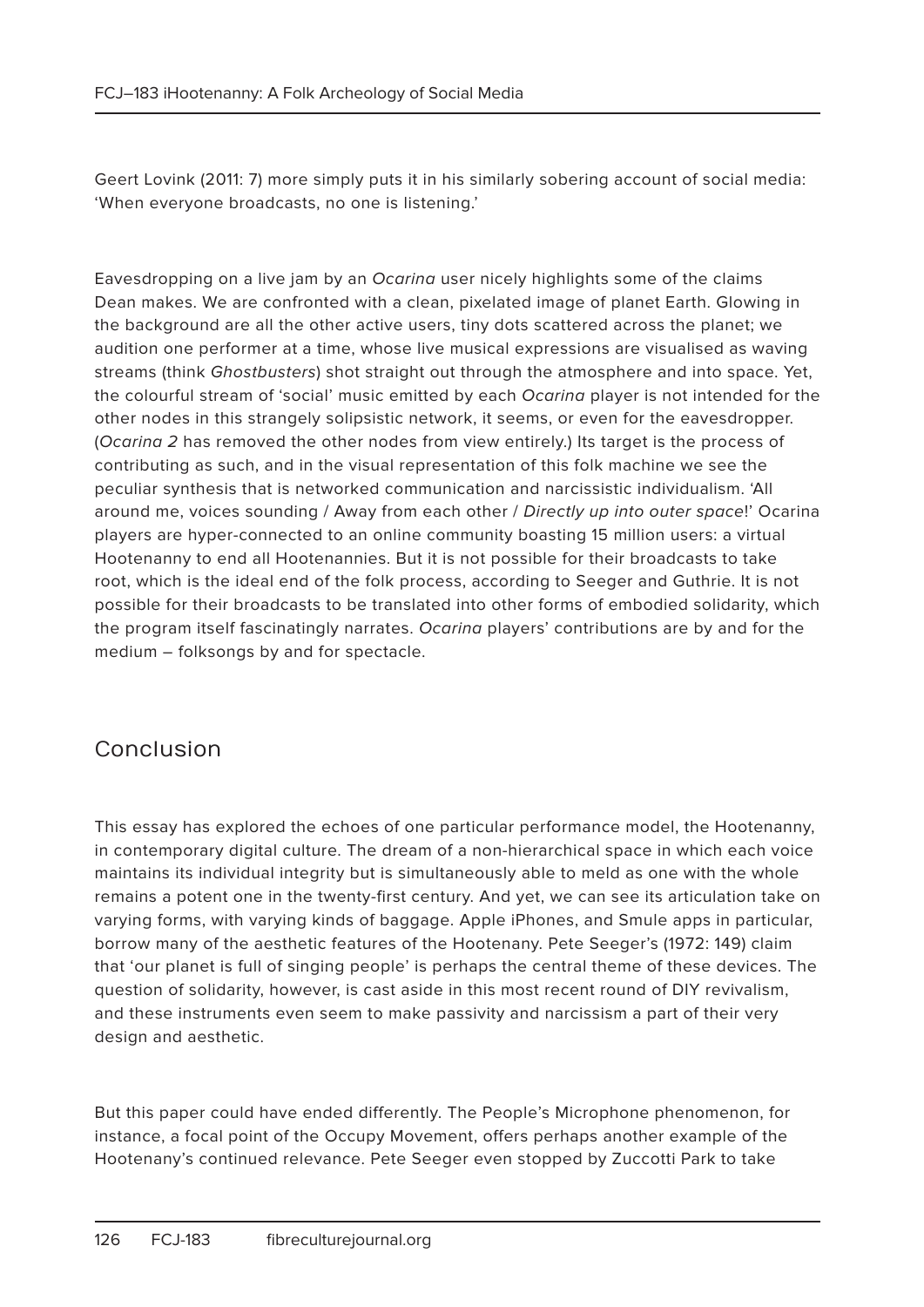Geert Lovink (2011: 7) more simply puts it in his similarly sobering account of social media: 'When everyone broadcasts, no one is listening.'

Eavesdropping on a live jam by an *Ocarina* user nicely highlights some of the claims Dean makes. We are confronted with a clean, pixelated image of planet Earth. Glowing in the background are all the other active users, tiny dots scattered across the planet; we audition one performer at a time, whose live musical expressions are visualised as waving streams (think *Ghostbusters*) shot straight out through the atmosphere and into space. Yet, the colourful stream of 'social' music emitted by each *Ocarina* player is not intended for the other nodes in this strangely solipsistic network, it seems, or even for the eavesdropper. (*Ocarina 2* has removed the other nodes from view entirely.) Its target is the process of contributing as such, and in the visual representation of this folk machine we see the peculiar synthesis that is networked communication and narcissistic individualism. 'All around me, voices sounding / Away from each other / *Directly up into outer space*!' Ocarina players are hyper-connected to an online community boasting 15 million users: a virtual Hootenanny to end all Hootenannies. But it is not possible for their broadcasts to take root, which is the ideal end of the folk process, according to Seeger and Guthrie. It is not possible for their broadcasts to be translated into other forms of embodied solidarity, which the program itself fascinatingly narrates. *Ocarina* players' contributions are by and for the medium – folksongs by and for spectacle.

## Conclusion

This essay has explored the echoes of one particular performance model, the Hootenanny, in contemporary digital culture. The dream of a non-hierarchical space in which each voice maintains its individual integrity but is simultaneously able to meld as one with the whole remains a potent one in the twenty-first century. And yet, we can see its articulation take on varying forms, with varying kinds of baggage. Apple iPhones, and Smule apps in particular, borrow many of the aesthetic features of the Hootenany. Pete Seeger's (1972: 149) claim that 'our planet is full of singing people' is perhaps the central theme of these devices. The question of solidarity, however, is cast aside in this most recent round of DIY revivalism, and these instruments even seem to make passivity and narcissism a part of their very design and aesthetic.

But this paper could have ended differently. The People's Microphone phenomenon, for instance, a focal point of the Occupy Movement, offers perhaps another example of the Hootenany's continued relevance. Pete Seeger even stopped by Zuccotti Park to take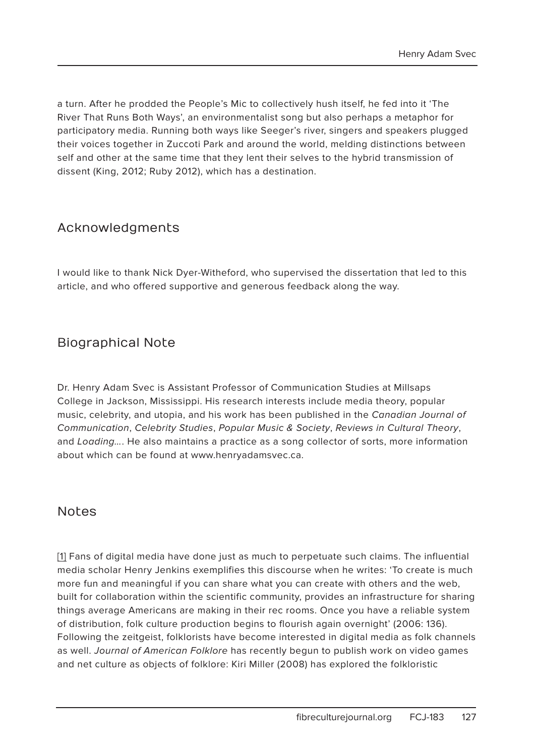a turn. After he prodded the People's Mic to collectively hush itself, he fed into it 'The River That Runs Both Ways', an environmentalist song but also perhaps a metaphor for participatory media. Running both ways like Seeger's river, singers and speakers plugged their voices together in Zuccoti Park and around the world, melding distinctions between self and other at the same time that they lent their selves to the hybrid transmission of dissent (King, 2012; Ruby 2012), which has a destination.

## Acknowledgments

I would like to thank Nick Dyer-Witheford, who supervised the dissertation that led to this article, and who offered supportive and generous feedback along the way.

## Biographical Note

Dr. Henry Adam Svec is Assistant Professor of Communication Studies at Millsaps College in Jackson, Mississippi. His research interests include media theory, popular music, celebrity, and utopia, and his work has been published in the *Canadian Journal of Communication*, *Celebrity Studies*, *Popular Music & Society*, *Reviews in Cultural Theory*, and *Loading…*. He also maintains a practice as a song collector of sorts, more information about which can be found at www.henryadamsvec.ca.

## Notes

[1] Fans of digital media have done just as much to perpetuate such claims. The influential media scholar Henry Jenkins exemplifies this discourse when he writes: 'To create is much more fun and meaningful if you can share what you can create with others and the web, built for collaboration within the scientific community, provides an infrastructure for sharing things average Americans are making in their rec rooms. Once you have a reliable system of distribution, folk culture production begins to flourish again overnight' (2006: 136). Following the zeitgeist, folklorists have become interested in digital media as folk channels as well. *Journal of American Folklore* has recently begun to publish work on video games and net culture as objects of folklore: Kiri Miller (2008) has explored the folkloristic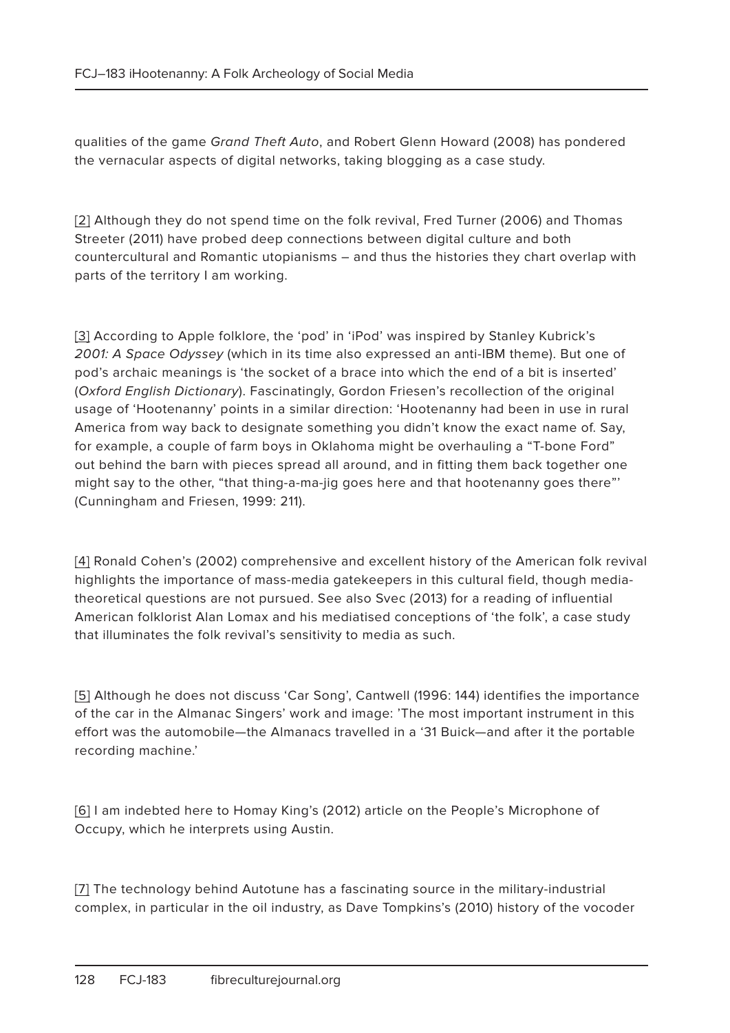qualities of the game *Grand Theft Auto*, and Robert Glenn Howard (2008) has pondered the vernacular aspects of digital networks, taking blogging as a case study.

[2] Although they do not spend time on the folk revival, Fred Turner (2006) and Thomas Streeter (2011) have probed deep connections between digital culture and both countercultural and Romantic utopianisms – and thus the histories they chart overlap with parts of the territory I am working.

[3] According to Apple folklore, the 'pod' in 'iPod' was inspired by Stanley Kubrick's *2001: A Space Odyssey* (which in its time also expressed an anti-IBM theme). But one of pod's archaic meanings is 'the socket of a brace into which the end of a bit is inserted' (*Oxford English Dictionary*). Fascinatingly, Gordon Friesen's recollection of the original usage of 'Hootenanny' points in a similar direction: 'Hootenanny had been in use in rural America from way back to designate something you didn't know the exact name of. Say, for example, a couple of farm boys in Oklahoma might be overhauling a "T-bone Ford" out behind the barn with pieces spread all around, and in fitting them back together one might say to the other, "that thing-a-ma-jig goes here and that hootenanny goes there"' (Cunningham and Friesen, 1999: 211).

[4] Ronald Cohen's (2002) comprehensive and excellent history of the American folk revival highlights the importance of mass-media gatekeepers in this cultural field, though media-theoretical questions are not pursued. See also Svec (2013) for a reading of influential American folklorist Alan Lomax and his mediatised conceptions of 'the folk', a case study that illuminates the folk revival's sensitivity to media as such.

[5] Although he does not discuss 'Car Song', Cantwell (1996: 144) identifies the importance of the car in the Almanac Singers' work and image: 'The most important instrument in this effort was the automobile—the Almanacs travelled in a '31 Buick—and after it the portable recording machine.'

[6] I am indebted here to Homay King's (2012) article on the People's Microphone of Occupy, which he interprets using Austin.

[7] The technology behind Autotune has a fascinating source in the military-industrial complex, in particular in the oil industry, as Dave Tompkins's (2010) history of the vocoder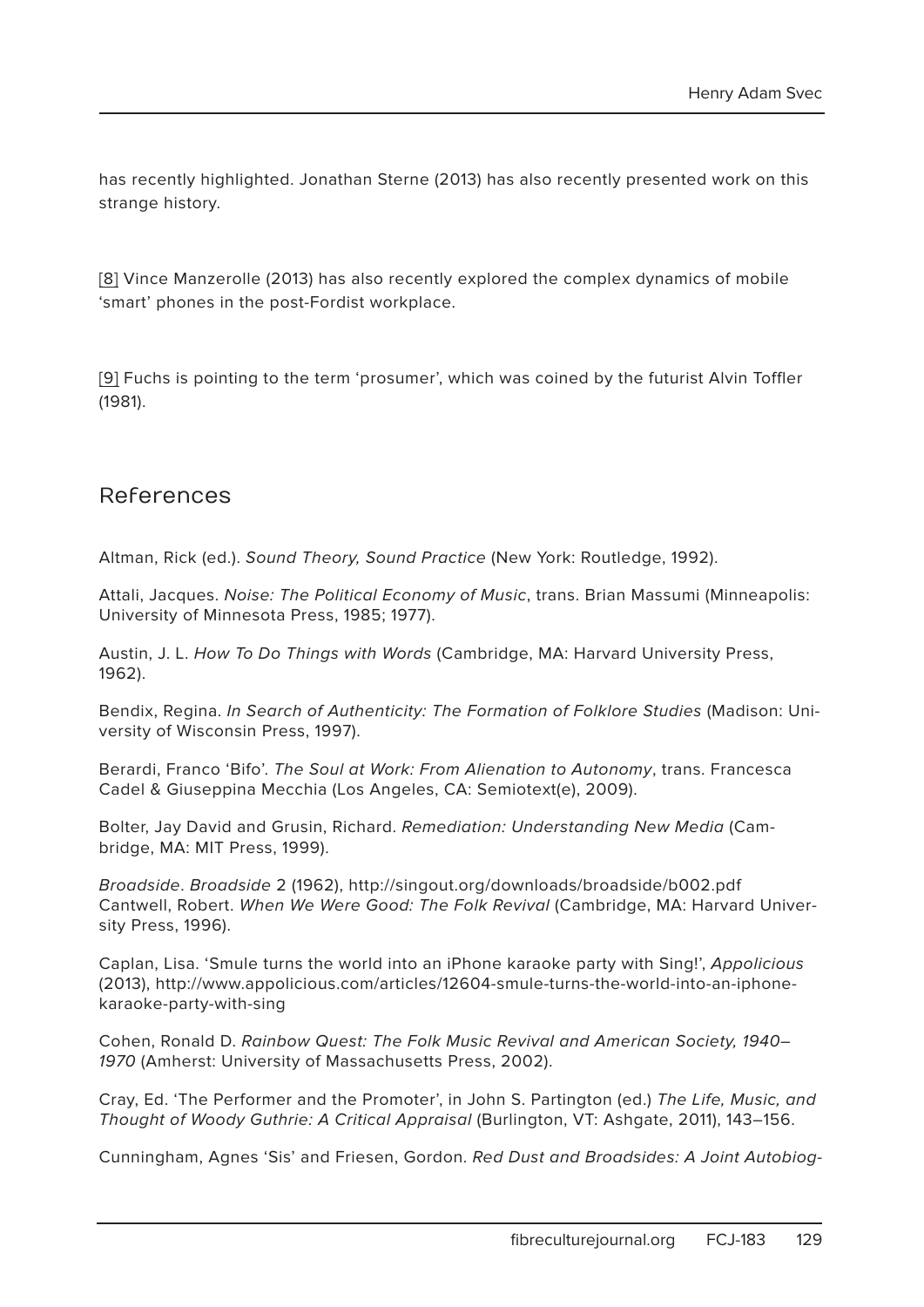has recently highlighted. Jonathan Sterne (2013) has also recently presented work on this strange history.

[8] Vince Manzerolle (2013) has also recently explored the complex dynamics of mobile 'smart' phones in the post-Fordist workplace.

[9] Fuchs is pointing to the term 'prosumer', which was coined by the futurist Alvin Toffler (1981).

## References

Altman, Rick (ed.). *Sound Theory, Sound Practice* (New York: Routledge, 1992).

Attali, Jacques. *Noise: The Political Economy of Music*, trans. Brian Massumi (Minneapolis: University of Minnesota Press, 1985; 1977).

Austin, J. L. *How To Do Things with Words* (Cambridge, MA: Harvard University Press, 1962).

Bendix, Regina. *In Search of Authenticity: The Formation of Folklore Studies* (Madison: University of Wisconsin Press, 1997).

Berardi, Franco 'Bifo'. *The Soul at Work: From Alienation to Autonomy*, trans. Francesca Cadel & Giuseppina Mecchia (Los Angeles, CA: Semiotext(e), 2009).

Bolter, Jay David and Grusin, Richard. *Remediation: Understanding New Media* (Cambridge, MA: MIT Press, 1999).

*Broadside*. *Broadside* 2 (1962), http://singout.org/downloads/broadside/b002.pdf

Cantwell, Robert. *When We Were Good: The Folk Revival* (Cambridge, MA: Harvard University Press, 1996).

Caplan, Lisa. 'Smule turns the world into an iPhone karaoke party with Sing!', *Appolicious* (2013), http://www.appolicious.com/articles/12604-smule-turns-the-world-into-an-iphone-karaoke-party-with-sing

Cohen, Ronald D. *Rainbow Quest: The Folk Music Revival and American Society, 1940–1970* (Amherst: University of Massachusetts Press, 2002).

Cray, Ed. 'The Performer and the Promoter', in John S. Partington (ed.) *The Life, Music, and Thought of Woody Guthrie: A Critical Appraisal* (Burlington, VT: Ashgate, 2011), 143–156.

Cunningham, Agnes 'Sis' and Friesen, Gordon. *Red Dust and Broadsides: A Joint Autobiog-*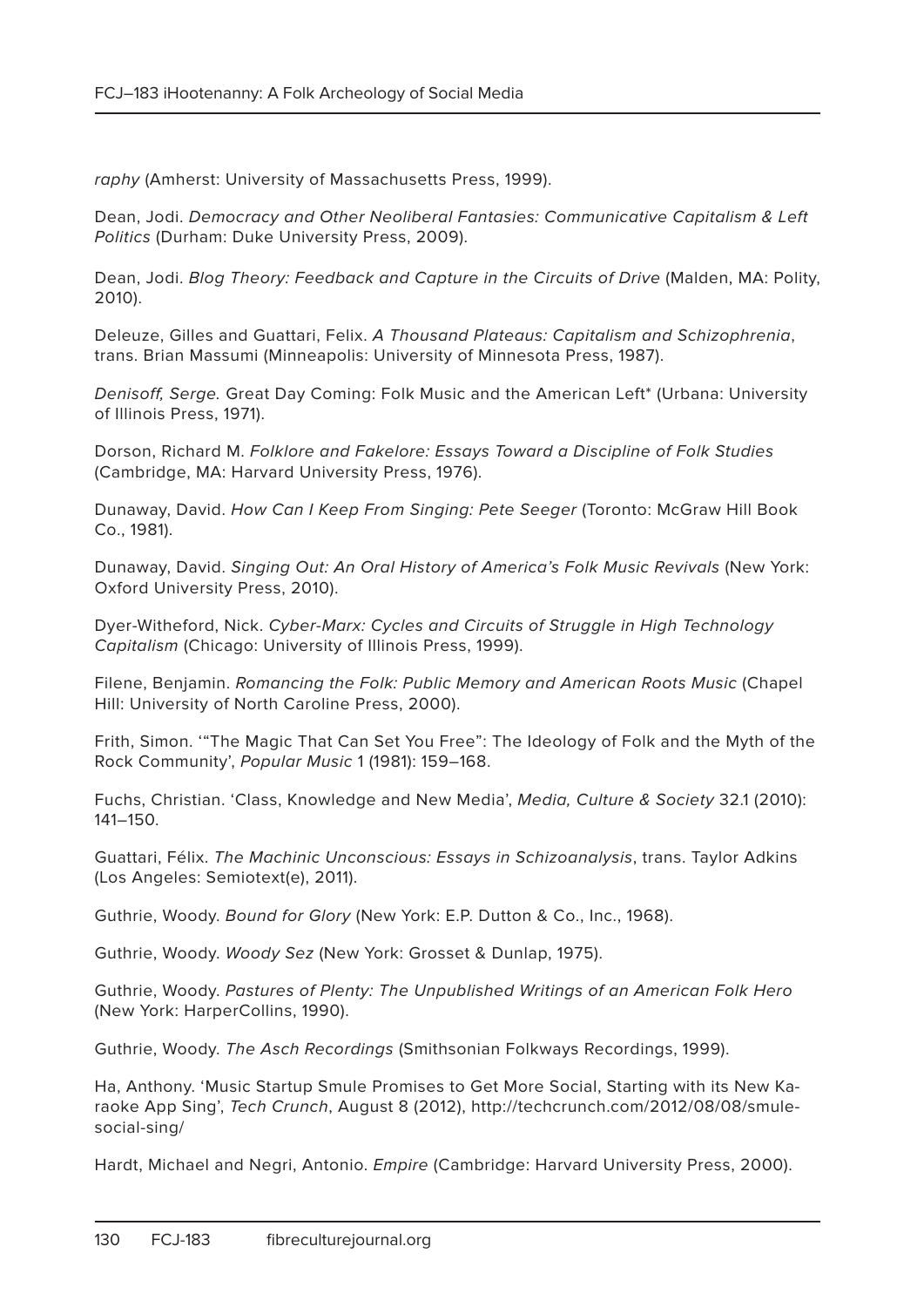*raphy* (Amherst: University of Massachusetts Press, 1999).

Dean, Jodi. *Democracy and Other Neoliberal Fantasies: Communicative Capitalism & Left Politics* (Durham: Duke University Press, 2009).

Dean, Jodi. *Blog Theory: Feedback and Capture in the Circuits of Drive* (Malden, MA: Polity, 2010).

Deleuze, Gilles and Guattari, Felix. *A Thousand Plateaus: Capitalism and Schizophrenia*, trans. Brian Massumi (Minneapolis: University of Minnesota Press, 1987).

*Denisoff, Serge.* Great Day Coming: Folk Music and the American Left* (Urbana: University of Illinois Press, 1971).

Dorson, Richard M. *Folklore and Fakelore: Essays Toward a Discipline of Folk Studies* (Cambridge, MA: Harvard University Press, 1976).

Dunaway, David. *How Can I Keep From Singing: Pete Seeger* (Toronto: McGraw Hill Book Co., 1981).

Dunaway, David. *Singing Out: An Oral History of America's Folk Music Revivals* (New York: Oxford University Press, 2010).

Dyer-Witheford, Nick. *Cyber-Marx: Cycles and Circuits of Struggle in High Technology Capitalism* (Chicago: University of Illinois Press, 1999).

Filene, Benjamin. *Romancing the Folk: Public Memory and American Roots Music* (Chapel Hill: University of North Caroline Press, 2000).

Frith, Simon. '"The Magic That Can Set You Free": The Ideology of Folk and the Myth of the Rock Community', *Popular Music* 1 (1981): 159–168.

Fuchs, Christian. 'Class, Knowledge and New Media', *Media, Culture & Society* 32.1 (2010): 141–150.

Guattari, Félix. *The Machinic Unconscious: Essays in Schizoanalysis*, trans. Taylor Adkins (Los Angeles: Semiotext(e), 2011).

Guthrie, Woody. *Bound for Glory* (New York: E.P. Dutton & Co., Inc., 1968).

Guthrie, Woody. *Woody Sez* (New York: Grosset & Dunlap, 1975).

Guthrie, Woody. *Pastures of Plenty: The Unpublished Writings of an American Folk Hero* (New York: HarperCollins, 1990).

Guthrie, Woody. *The Asch Recordings* (Smithsonian Folkways Recordings, 1999).

Ha, Anthony. 'Music Startup Smule Promises to Get More Social, Starting with its New Karaoke App Sing', *Tech Crunch*, August 8 (2012), http://techcrunch.com/2012/08/08/smule-social-sing/

Hardt, Michael and Negri, Antonio. *Empire* (Cambridge: Harvard University Press, 2000).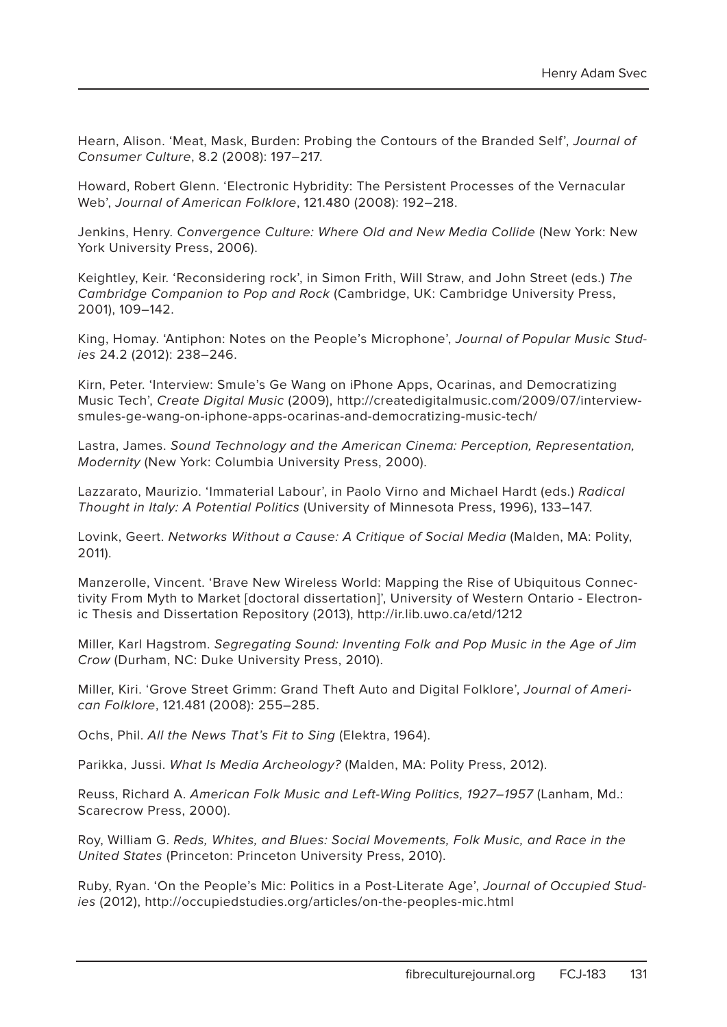Hearn, Alison. 'Meat, Mask, Burden: Probing the Contours of the Branded Self', *Journal of Consumer Culture*, 8.2 (2008): 197–217.

Howard, Robert Glenn. 'Electronic Hybridity: The Persistent Processes of the Vernacular Web', *Journal of American Folklore*, 121.480 (2008): 192–218.

Jenkins, Henry. *Convergence Culture: Where Old and New Media Collide* (New York: New York University Press, 2006).

Keightley, Keir. 'Reconsidering rock', in Simon Frith, Will Straw, and John Street (eds.) *The Cambridge Companion to Pop and Rock* (Cambridge, UK: Cambridge University Press, 2001), 109–142.

King, Homay. 'Antiphon: Notes on the People's Microphone', *Journal of Popular Music Studies* 24.2 (2012): 238–246.

Kirn, Peter. 'Interview: Smule's Ge Wang on iPhone Apps, Ocarinas, and Democratizing Music Tech', *Create Digital Music* (2009), http://createdigitalmusic.com/2009/07/interview-smules-ge-wang-on-iphone-apps-ocarinas-and-democratizing-music-tech/

Lastra, James. *Sound Technology and the American Cinema: Perception, Representation, Modernity* (New York: Columbia University Press, 2000).

Lazzarato, Maurizio. 'Immaterial Labour', in Paolo Virno and Michael Hardt (eds.) *Radical Thought in Italy: A Potential Politics* (University of Minnesota Press, 1996), 133–147.

Lovink, Geert. *Networks Without a Cause: A Critique of Social Media* (Malden, MA: Polity, 2011).

Manzerolle, Vincent. 'Brave New Wireless World: Mapping the Rise of Ubiquitous Connectivity From Myth to Market [doctoral dissertation]', University of Western Ontario - Electronic Thesis and Dissertation Repository (2013), http://ir.lib.uwo.ca/etd/1212

Miller, Karl Hagstrom. *Segregating Sound: Inventing Folk and Pop Music in the Age of Jim Crow* (Durham, NC: Duke University Press, 2010).

Miller, Kiri. 'Grove Street Grimm: Grand Theft Auto and Digital Folklore', *Journal of American Folklore*, 121.481 (2008): 255–285.

Ochs, Phil. *All the News That's Fit to Sing* (Elektra, 1964).

Parikka, Jussi. *What Is Media Archeology?* (Malden, MA: Polity Press, 2012).

Reuss, Richard A. *American Folk Music and Left-Wing Politics, 1927–1957* (Lanham, Md.: Scarecrow Press, 2000).

Roy, William G. *Reds, Whites, and Blues: Social Movements, Folk Music, and Race in the United States* (Princeton: Princeton University Press, 2010).

Ruby, Ryan. 'On the People's Mic: Politics in a Post-Literate Age', *Journal of Occupied Studies* (2012), http://occupiedstudies.org/articles/on-the-peoples-mic.html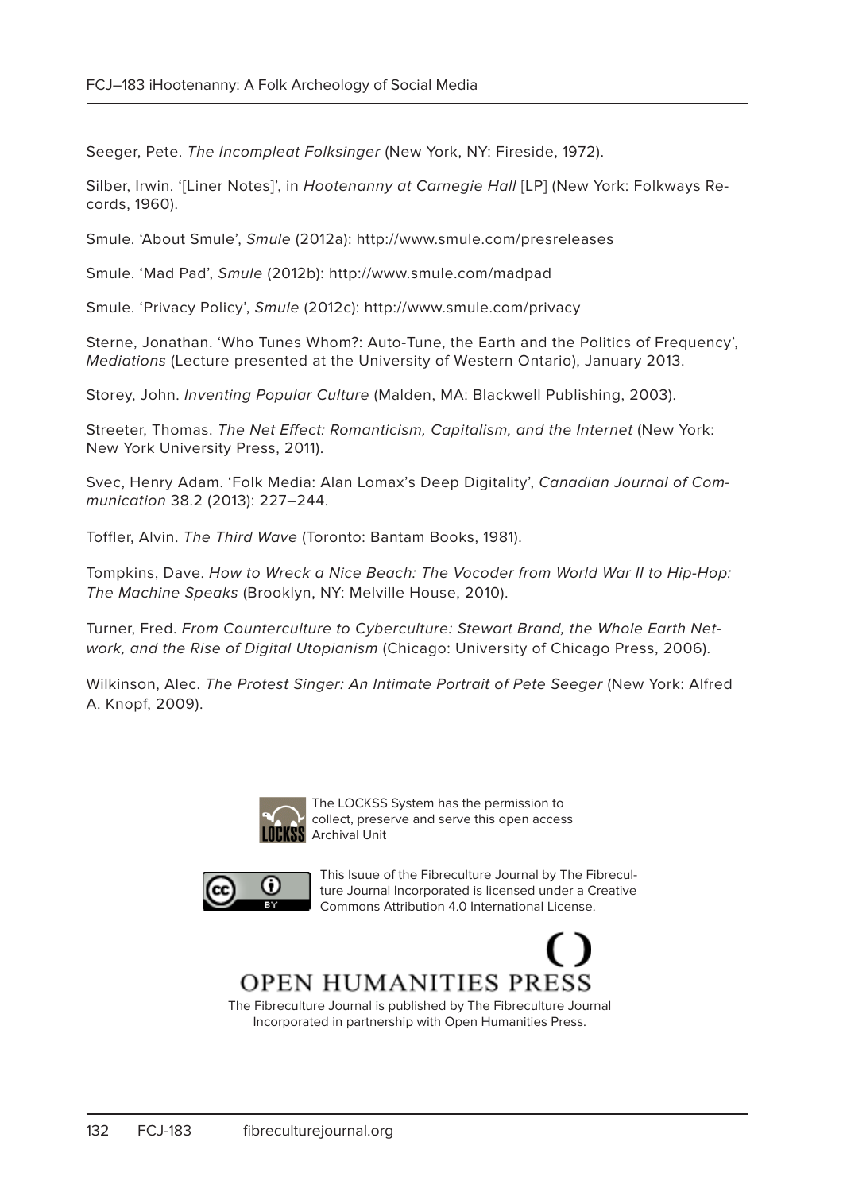Seeger, Pete. *The Incompleat Folksinger* (New York, NY: Fireside, 1972).

Silber, Irwin. '[Liner Notes]', in *Hootenanny at Carnegie Hall* [LP] (New York: Folkways Records, 1960).

Smule. 'About Smule', *Smule* (2012a): http://www.smule.com/presreleases

Smule. 'Mad Pad', *Smule* (2012b): http://www.smule.com/madpad

Smule. 'Privacy Policy', *Smule* (2012c): http://www.smule.com/privacy

Sterne, Jonathan. 'Who Tunes Whom?: Auto-Tune, the Earth and the Politics of Frequency', *Mediations* (Lecture presented at the University of Western Ontario), January 2013.

Storey, John. *Inventing Popular Culture* (Malden, MA: Blackwell Publishing, 2003).

Streeter, Thomas. *The Net Effect: Romanticism, Capitalism, and the Internet* (New York: New York University Press, 2011).

Svec, Henry Adam. 'Folk Media: Alan Lomax's Deep Digitality', *Canadian Journal of Communication* 38.2 (2013): 227–244.

Toffler, Alvin. *The Third Wave* (Toronto: Bantam Books, 1981).

Tompkins, Dave. *How to Wreck a Nice Beach: The Vocoder from World War II to Hip-Hop: The Machine Speaks* (Brooklyn, NY: Melville House, 2010).

Turner, Fred. *From Counterculture to Cyberculture: Stewart Brand, the Whole Earth Network, and the Rise of Digital Utopianism* (Chicago: University of Chicago Press, 2006).

Wilkinson, Alec. *The Protest Singer: An Intimate Portrait of Pete Seeger* (New York: Alfred A. Knopf, 2009).

The LOCKSS System has the permission to collect, preserve and serve this open access Archival Unit

This Isuue of the Fibreculture Journal by The Fibreculture Journal Incorporated is licensed under a Creative Commons Attribution 4.0 International License.

OPEN HUMANITIES PRESS

The Fibreculture Journal is published by The Fibreculture Journal Incorporated in partnership with Open Humanities Press.